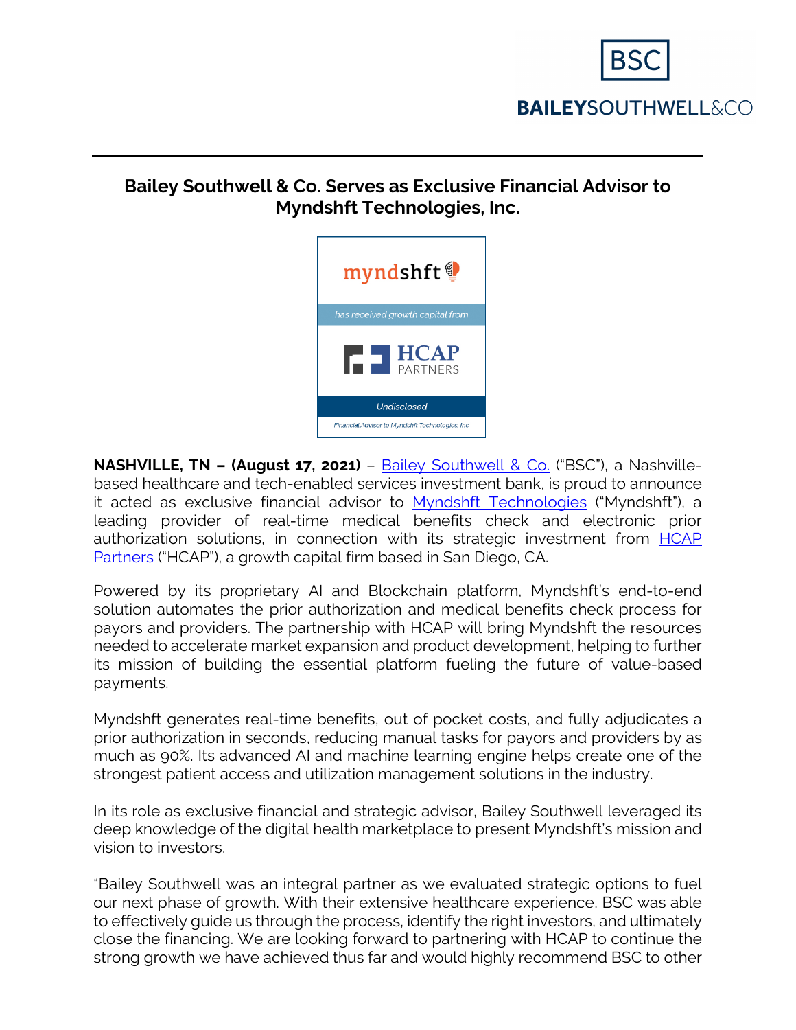BSC

BAILEYSOUTHWELL&CO

## Bailey Southwell & Co. Serves as Exclusive Financial Advisor to Myndshft Technologies, Inc.

myndshft

*has received growth capital from*

HCAP PARTNERS

*Undisclosed*

*Financial Advisor to Myndshft Technologies, Inc.*

**NASHVILLE, TN – (August 17, 2021)** – Bailey Southwell & Co. ("BSC"), a Nashville-based healthcare and tech-enabled services investment bank, is proud to announce it acted as exclusive financial advisor to Myndshft Technologies ("Myndshft"), a leading provider of real-time medical benefits check and electronic prior authorization solutions, in connection with its strategic investment from HCAP Partners ("HCAP"), a growth capital firm based in San Diego, CA.

Powered by its proprietary AI and Blockchain platform, Myndshft's end-to-end solution automates the prior authorization and medical benefits check process for payors and providers. The partnership with HCAP will bring Myndshft the resources needed to accelerate market expansion and product development, helping to further its mission of building the essential platform fueling the future of value-based payments.

Myndshft generates real-time benefits, out of pocket costs, and fully adjudicates a prior authorization in seconds, reducing manual tasks for payors and providers by as much as 90%. Its advanced AI and machine learning engine helps create one of the strongest patient access and utilization management solutions in the industry.

In its role as exclusive financial and strategic advisor, Bailey Southwell leveraged its deep knowledge of the digital health marketplace to present Myndshft's mission and vision to investors.

"Bailey Southwell was an integral partner as we evaluated strategic options to fuel our next phase of growth. With their extensive healthcare experience, BSC was able to effectively guide us through the process, identify the right investors, and ultimately close the financing. We are looking forward to partnering with HCAP to continue the strong growth we have achieved thus far and would highly recommend BSC to other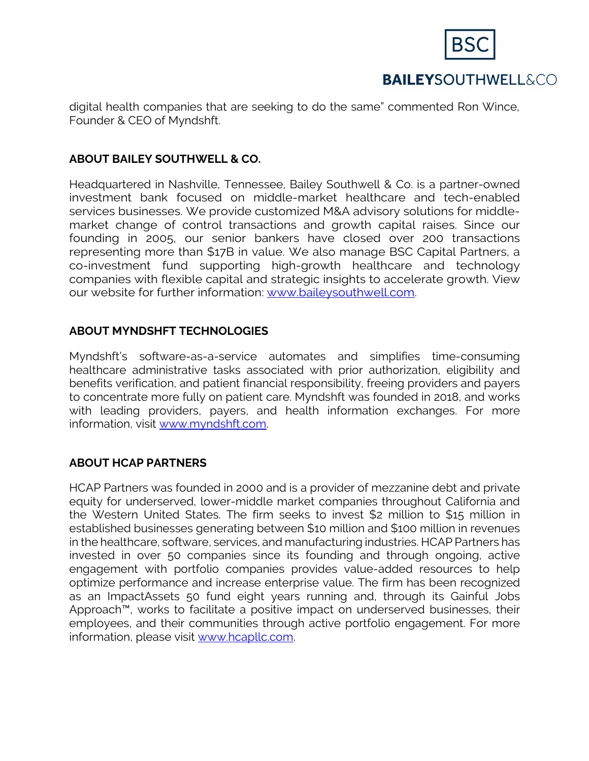digital health companies that are seeking to do the same" commented Ron Wince, Founder & CEO of Myndshft.

**ABOUT BAILEY SOUTHWELL & CO.**

Headquartered in Nashville, Tennessee, Bailey Southwell & Co. is a partner-owned investment bank focused on middle-market healthcare and tech-enabled services businesses. We provide customized M&A advisory solutions for middle-market change of control transactions and growth capital raises. Since our founding in 2005, our senior bankers have closed over 200 transactions representing more than $17B in value. We also manage BSC Capital Partners, a co-investment fund supporting high-growth healthcare and technology companies with flexible capital and strategic insights to accelerate growth. View our website for further information: [www.baileysouthwell.com](www.baileysouthwell.com).

**ABOUT MYNDSHFT TECHNOLOGIES**

Myndshft's software-as-a-service automates and simplifies time-consuming healthcare administrative tasks associated with prior authorization, eligibility and benefits verification, and patient financial responsibility, freeing providers and payers to concentrate more fully on patient care. Myndshft was founded in 2018, and works with leading providers, payers, and health information exchanges. For more information, visit [www.myndshft.com](www.myndshft.com).

**ABOUT HCAP PARTNERS**

HCAP Partners was founded in 2000 and is a provider of mezzanine debt and private equity for underserved, lower-middle market companies throughout California and the Western United States. The firm seeks to invest $2 million to $15 million in established businesses generating between $10 million and $100 million in revenues in the healthcare, software, services, and manufacturing industries. HCAP Partners has invested in over 50 companies since its founding and through ongoing, active engagement with portfolio companies provides value-added resources to help optimize performance and increase enterprise value. The firm has been recognized as an ImpactAssets 50 fund eight years running and, through its Gainful Jobs Approach™, works to facilitate a positive impact on underserved businesses, their employees, and their communities through active portfolio engagement. For more information, please visit [www.hcapllc.com](www.hcapllc.com).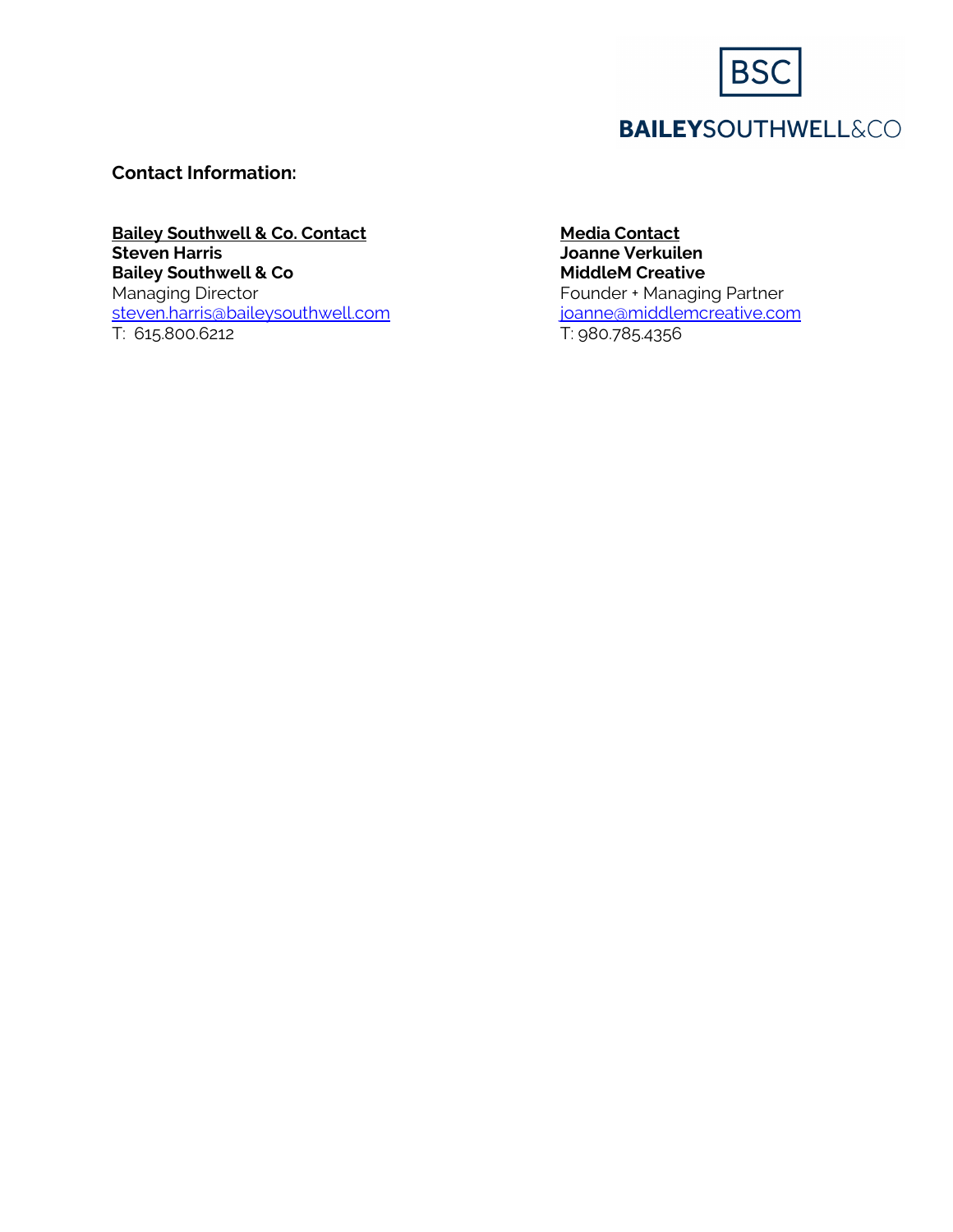**Contact Information:**

**Bailey Southwell & Co. Contact**
**Steven Harris**
**Bailey Southwell & Co**
Managing Director
steven.harris@baileysouthwell.com
T: 615.800.6212

**Media Contact**
**Joanne Verkuilen**
**MiddleM Creative**
Founder + Managing Partner
joanne@middlemcreative.com
T: 980.785.4356